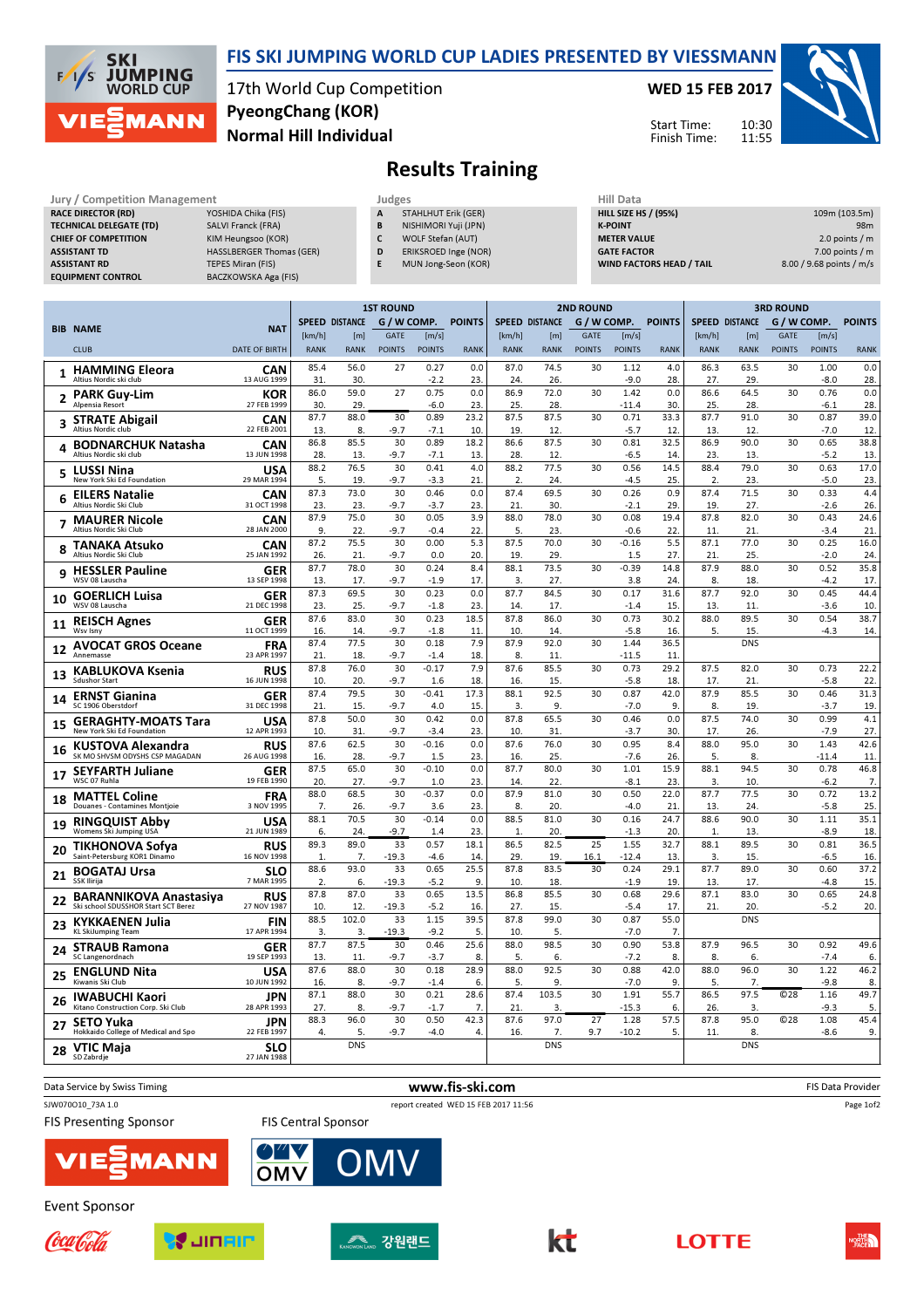# FIS SKI JUMPING WORLD CUP LADIES PRESENTED BY VIESSMANN

17th World Cup Competition
PyeongChang (KOR)
Normal Hill Individual

WED 15 FEB 2017

Start Time: 10:30
Finish Time: 11:55

## Results Training

| Jury / Competition Management | |
|---|---|
| RACE DIRECTOR (RD) | YOSHIDA Chika (FIS) |
| TECHNICAL DELEGATE (TD) | SALVI Franck (FRA) |
| CHIEF OF COMPETITION | KIM Heungsoo (KOR) |
| ASSISTANT TD | HASSLBERGER Thomas (GER) |
| ASSISTANT RD | TEPES Miran (FIS) |
| EQUIPMENT CONTROL | BACZKOWSKA Aga (FIS) |

| Judges | |
|---|---|
| A | STAHLHUT Erik (GER) |
| B | NISHIMORI Yuji (JPN) |
| C | WOLF Stefan (AUT) |
| D | ERIKSROED Inge (NOR) |
| E | MUN Jong-Seon (KOR) |

| Hill Data | |
|---|---|
| HILL SIZE HS / (95%) | 109m (103.5m) |
| K-POINT | 98m |
| METER VALUE | 2.0 points / m |
| GATE FACTOR | 7.00 points / m |
| WIND FACTORS HEAD / TAIL | 8.00 / 9.68 points / m/s |

| BIB | NAME / CLUB | NAT / DATE OF BIRTH | 1st Speed [km/h] / RANK | 1st Distance [m] / RANK | 1st Gate / POINTS | 1st Wind [m/s] / POINTS | 1st POINTS / RANK | 2nd Speed [km/h] / RANK | 2nd Distance [m] / RANK | 2nd Gate / POINTS | 2nd Wind [m/s] / POINTS | 2nd POINTS / RANK | 3rd Speed [km/h] / RANK | 3rd Distance [m] / RANK | 3rd Gate / POINTS | 3rd Wind [m/s] / POINTS | 3rd POINTS / RANK |
|---|---|---|---|---|---|---|---|---|---|---|---|---|---|---|---|---|---|
| 1 | HAMMING Eleora / Altius Nordic ski club | CAN / 13 AUG 1999 | 85.4 / 31. | 56.0 / 30. | 27 | 0.27 / -2.2 | 0.0 / 23. | 87.0 / 24. | 74.5 / 26. | 30 | 1.12 / -9.0 | 4.0 / 28. | 86.3 / 27. | 63.5 / 29. | 30 | 1.00 / -8.0 | 0.0 / 28. |
| 2 | PARK Guy-Lim / Alpensia Resort | KOR / 27 FEB 1999 | 86.0 / 30. | 59.0 / 29. | 27 | 0.75 / -6.0 | 0.0 / 23. | 86.9 / 25. | 72.0 / 28. | 30 | 1.42 / -11.4 | 0.0 / 30. | 86.6 / 25. | 64.5 / 28. | 30 | 0.76 / -6.1 | 0.0 / 28. |
| 3 | STRATE Abigail / Altius Nordic club | CAN / 22 FEB 2001 | 87.7 / 13. | 88.0 / 8. | 30 / -9.7 | 0.89 / -7.1 | 23.2 / 10. | 87.5 / 19. | 87.5 / 12. | 30 | 0.71 / -5.7 | 33.3 / 12. | 87.7 / 13. | 91.0 / 12. | 30 | 0.87 / -7.0 | 39.0 / 12. |
| 4 | BODNARCHUK Natasha / Altius Nordic ski club | CAN / 13 JUN 1998 | 86.8 / 28. | 85.5 / 13. | 30 / -9.7 | 0.89 / -7.1 | 18.2 / 13. | 86.6 / 28. | 87.5 / 12. | 30 | 0.81 / -6.5 | 32.5 / 14. | 86.9 / 23. | 90.0 / 13. | 30 | 0.65 / -5.2 | 38.8 / 13. |
| 5 | LUSSI Nina / New York Ski Ed Foundation | USA / 29 MAR 1994 | 88.2 / 5. | 76.5 / 19. | 30 / -9.7 | 0.41 / -3.3 | 4.0 / 21. | 88.2 / 2. | 77.5 / 24. | 30 | 0.56 / -4.5 | 14.5 / 25. | 88.4 / 2. | 79.0 / 23. | 30 | 0.63 / -5.0 | 17.0 / 23. |
| 6 | EILERS Natalie / Altius Nordic Ski Club | CAN / 31 OCT 1998 | 87.3 / 23. | 73.0 / 23. | 30 / -9.7 | 0.46 / -3.7 | 0.0 / 23. | 87.4 / 21. | 69.5 / 30. | 30 | 0.26 / -2.1 | 0.9 / 29. | 87.4 / 19. | 71.5 / 27. | 30 | 0.33 / -2.6 | 4.4 / 26. |
| 7 | MAURER Nicole / Altius Nordic Ski Club | CAN / 28 JAN 2000 | 87.9 / 9. | 75.0 / 22. | 30 / -9.7 | 0.05 / -0.4 | 3.9 / 22. | 88.0 / 5. | 78.0 / 23. | 30 | 0.08 / -0.6 | 19.4 / 22. | 87.8 / 11. | 82.0 / 21. | 30 | 0.43 / -3.4 | 24.6 / 21. |
| 8 | TANAKA Atsuko / Altius Nordic Ski Club | CAN / 25 JAN 1992 | 87.2 / 26. | 75.5 / 21. | 30 / -9.7 | 0.00 / 0.0 | 5.3 / 20. | 87.5 / 19. | 70.0 / 29. | 30 | -0.16 / 1.5 | 5.5 / 27. | 87.1 / 21. | 77.0 / 25. | 30 | 0.25 / -2.0 | 16.0 / 24. |
| 9 | HESSLER Pauline / WSV 08 Lauscha | GER / 13 SEP 1998 | 87.7 / 13. | 78.0 / 17. | 30 / -9.7 | 0.24 / -1.9 | 8.4 / 17. | 88.1 / 3. | 73.5 / 27. | 30 | -0.39 / 3.8 | 14.8 / 24. | 87.9 / 8. | 88.0 / 18. | 30 | 0.52 / -4.2 | 35.8 / 17. |
| 10 | GOERLICH Luisa / WSV 08 Lauscha | GER / 21 DEC 1998 | 87.3 / 23. | 69.5 / 25. | 30 / -9.7 | 0.23 / -1.8 | 0.0 / 23. | 87.7 / 14. | 84.5 / 17. | 30 | 0.17 / -1.4 | 31.6 / 15. | 87.7 / 13. | 92.0 / 11. | 30 | 0.45 / -3.6 | 44.4 / 10. |
| 11 | REISCH Agnes / Wsv Isny | GER / 11 OCT 1999 | 87.6 / 16. | 83.0 / 14. | 30 / -9.7 | 0.23 / -1.8 | 18.5 / 11. | 87.8 / 10. | 86.0 / 14. | 30 | 0.73 / -5.8 | 30.2 / 16. | 88.0 / 5. | 89.5 / 15. | 30 | 0.54 / -4.3 | 38.7 / 14. |
| 12 | AVOCAT GROS Oceane / Annemasse | FRA / 23 APR 1997 | 87.4 / 21. | 77.5 / 18. | 30 / -9.7 | 0.18 / -1.4 | 7.9 / 18. | 87.9 / 8. | 92.0 / 11. | 30 | 1.44 / -11.5 | 36.5 / 11. | | DNS | | | |
| 13 | KABLUKOVA Ksenia / Sdushor Start | RUS / 16 JUN 1998 | 87.8 / 10. | 76.0 / 20. | 30 / -9.7 | -0.17 / 1.6 | 7.9 / 18. | 87.6 / 16. | 85.5 / 15. | 30 | 0.73 / -5.8 | 29.2 / 18. | 87.5 / 17. | 82.0 / 21. | 30 | 0.73 / -5.8 | 22.2 / 22. |
| 14 | ERNST Gianina / SC 1906 Oberstdorf | GER / 31 DEC 1998 | 87.4 / 21. | 79.5 / 15. | 30 / -9.7 | -0.41 / 4.0 | 17.3 / 15. | 88.1 / 3. | 92.5 / 9. | 30 | 0.87 / -7.0 | 42.0 / 9. | 87.9 / 8. | 85.5 / 19. | 30 | 0.46 / -3.7 | 31.3 / 19. |
| 15 | GERAGHTY-MOATS Tara / New York Ski Ed Foundation | USA / 12 APR 1993 | 87.8 / 10. | 50.0 / 31. | 30 / -9.7 | 0.42 / -3.4 | 0.0 / 23. | 87.8 / 10. | 65.5 / 31. | 30 | 0.46 / -3.7 | 0.0 / 30. | 87.5 / 17. | 74.0 / 26. | 30 | 0.99 / -7.9 | 4.1 / 27. |
| 16 | KUSTOVA Alexandra / SK MO SHVSM ODYSHS CSP MAGADAN | RUS / 26 AUG 1998 | 87.6 / 16. | 62.5 / 28. | 30 / -9.7 | -0.16 / 1.5 | 0.0 / 23. | 87.6 / 16. | 76.0 / 25. | 30 | 0.95 / -7.6 | 8.4 / 26. | 88.0 / 5. | 95.0 / 8. | 30 | 1.43 / -11.4 | 42.6 / 11. |
| 17 | SEYFARTH Juliane / WSC 07 Ruhla | GER / 19 FEB 1990 | 87.5 / 20. | 65.0 / 27. | 30 / -9.7 | -0.10 / 1.0 | 0.0 / 23. | 87.7 / 14. | 80.0 / 22. | 30 | 1.01 / -8.1 | 15.9 / 23. | 88.1 / 3. | 94.5 / 10. | 30 | 0.78 / -6.2 | 46.8 / 7. |
| 18 | MATTEL Coline / Douanes - Contamines Montjoie | FRA / 3 NOV 1995 | 88.0 / 7. | 68.5 / 26. | 30 / -9.7 | -0.37 / 3.6 | 0.0 / 23. | 87.9 / 8. | 81.0 / 20. | 30 | 0.50 / -4.0 | 22.0 / 21. | 87.7 / 13. | 77.5 / 24. | 30 | 0.72 / -5.8 | 13.2 / 25. |
| 19 | RINGQUIST Abby / Womens Ski Jumping USA | USA / 21 JUN 1989 | 88.1 / 6. | 70.5 / 24. | 30 / -9.7 | -0.14 / 1.4 | 0.0 / 23. | 88.5 / 1. | 81.0 / 20. | 30 | 0.16 / -1.3 | 24.7 / 20. | 88.6 / 1. | 90.0 / 13. | 30 | 1.11 / -8.9 | 35.1 / 18. |
| 20 | TIKHONOVA Sofya / Saint-Petersburg KOR1 Dinamo | RUS / 16 NOV 1998 | 89.3 / 1. | 89.0 / 7. | 33 / -19.3 | 0.57 / -4.6 | 18.1 / 14. | 86.5 / 29. | 82.5 / 19. | 25 / 16.1 | 1.55 / -12.4 | 32.7 / 13. | 88.1 / 3. | 89.5 / 15. | 30 | 0.81 / -6.5 | 36.5 / 16. |
| 21 | BOGATAJ Ursa / SSK Ilirija | SLO / 7 MAR 1995 | 88.6 / 2. | 93.0 / 6. | 33 / -19.3 | 0.65 / -5.2 | 25.5 / 9. | 87.8 / 10. | 83.5 / 18. | 30 | 0.24 / -1.9 | 29.1 / 19. | 87.7 / 13. | 89.0 / 17. | 30 | 0.60 / -4.8 | 37.2 / 15. |
| 22 | BARANNIKOVA Anastasiya / Ski school SDUSSHOR Start SCT Berez | RUS / 27 NOV 1987 | 87.8 / 10. | 87.0 / 12. | 33 / -19.3 | 0.65 / -5.2 | 13.5 / 16. | 86.8 / 27. | 85.5 / 15. | 30 | 0.68 / -5.4 | 29.6 / 17. | 87.1 / 21. | 83.0 / 20. | 30 | 0.65 / -5.2 | 24.8 / 20. |
| 23 | KYKKAENEN Julia / KL SkiJumping Team | FIN / 17 APR 1994 | 88.5 / 3. | 102.0 / 3. | 33 / -19.3 | 1.15 / -9.2 | 39.5 / 5. | 87.8 / 10. | 99.0 / 5. | 30 | 0.87 / -7.0 | 55.0 / 7. | | DNS | | | |
| 24 | STRAUB Ramona / SC Langenordnach | GER / 19 SEP 1993 | 87.7 / 13. | 87.5 / 11. | 30 / -9.7 | 0.46 / -3.7 | 25.6 / 8. | 88.0 / 5. | 98.5 / 6. | 30 | 0.90 / -7.2 | 53.8 / 8. | 87.9 / 8. | 96.5 / 6. | 30 | 0.92 / -7.4 | 49.6 / 6. |
| 25 | ENGLUND Nita / Kiwanis Ski Club | USA / 10 JUN 1992 | 87.6 / 16. | 88.0 / 8. | 30 / -9.7 | 0.18 / -1.4 | 28.9 / 6. | 88.0 / 5. | 92.5 / 9. | 30 | 0.88 / -7.0 | 42.0 / 9. | 88.0 / 5. | 96.0 / 7. | 30 | 1.22 / -9.8 | 46.2 / 8. |
| 26 | IWABUCHI Kaori / Kitano Construction Corp. Ski Club | JPN / 28 APR 1993 | 87.1 / 27. | 88.0 / 8. | 30 / -9.7 | 0.21 / -1.7 | 28.6 / 7. | 87.4 / 21. | 103.5 / 3. | 30 | 1.91 / -15.3 | 55.7 / 6. | 86.5 / 26. | 97.5 / 3. | ©28 | 1.16 / -9.3 | 49.7 / 5. |
| 27 | SETO Yuka / Hokkaido College of Medical and Spo | JPN / 22 FEB 1997 | 88.3 / 4. | 96.0 / 5. | 30 / -9.7 | 0.50 / -4.0 | 42.3 / 4. | 87.6 / 16. | 97.0 / 7. | 27 / 9.7 | 1.28 / -10.2 | 57.5 / 5. | 87.8 / 11. | 95.0 / 8. | ©28 | 1.08 / -8.6 | 45.4 / 9. |
| 28 | VTIC Maja / SD Zabrdje | SLO / 27 JAN 1988 | | DNS | | | | | DNS | | | | | DNS | | | |

Data Service by Swiss Timing | www.fis-ski.com | FIS Data Provider

SJW070O10_73A 1.0 | report created WED 15 FEB 2017 11:56

FIS Presenting Sponsor | FIS Central Sponsor

Event Sponsor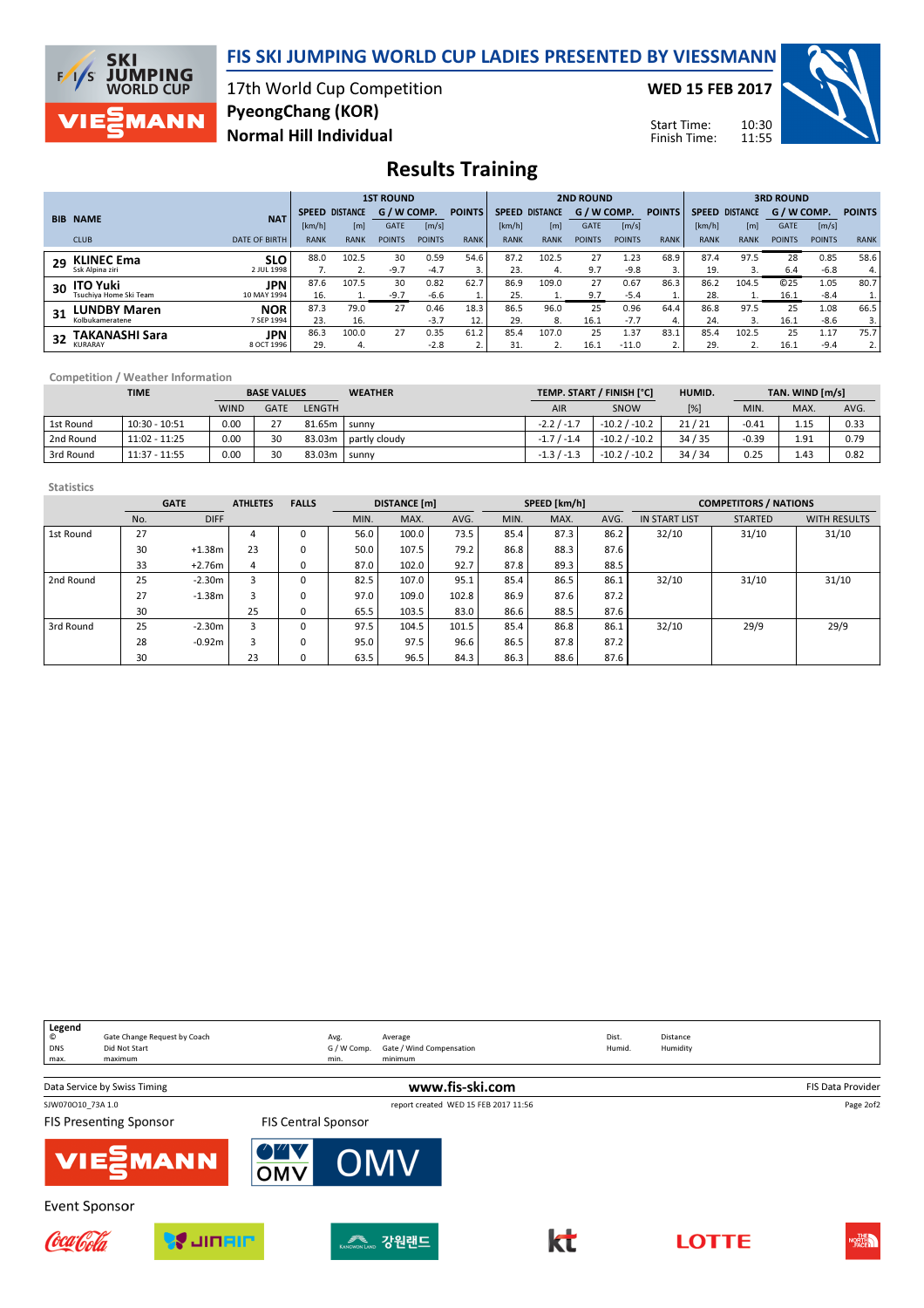# FIS SKI JUMPING WORLD CUP LADIES PRESENTED BY VIESSMANN

17th World Cup Competition
PyeongChang (KOR)
Normal Hill Individual

WED 15 FEB 2017

Start Time: 10:30
Finish Time: 11:55

## Results Training

| BIB | NAME / CLUB | NAT / DATE OF BIRTH | 1ST ROUND SPEED [km/h] RANK | DISTANCE [m] RANK | GATE / POINTS | [m/s] / POINTS | POINTS / RANK | 2ND ROUND SPEED [km/h] RANK | DISTANCE [m] RANK | GATE / POINTS | [m/s] / POINTS | POINTS / RANK | 3RD ROUND SPEED [km/h] RANK | DISTANCE [m] RANK | GATE / POINTS | [m/s] / POINTS | POINTS / RANK |
|---|---|---|---|---|---|---|---|---|---|---|---|---|---|---|---|---|---|
| 29 | KLINEC Ema / Ssk Alpina ziri | SLO / 2 JUL 1998 | 88.0 / 7. | 102.5 / 2. | 30 / -9.7 | 0.59 / -4.7 | 54.6 / 3. | 87.2 / 23. | 102.5 / 4. | 27 / 9.7 | 1.23 / -9.8 | 68.9 / 3. | 87.4 / 19. | 97.5 / 3. | 28 / 6.4 | 0.85 / -6.8 | 58.6 / 4. |
| 30 | ITO Yuki / Tsuchiya Home Ski Team | JPN / 10 MAY 1994 | 87.6 / 16. | 107.5 / 1. | 30 / -9.7 | 0.82 / -6.6 | 62.7 / 1. | 86.9 / 25. | 109.0 / 1. | 27 / 9.7 | 0.67 / -5.4 | 86.3 / 1. | 86.2 / 28. | 104.5 / 1. | ©25 / 16.1 | 1.05 / -8.4 | 80.7 / 1. |
| 31 | LUNDBY Maren / Kolbukameratene | NOR / 7 SEP 1994 | 87.3 / 23. | 79.0 / 16. | 27 | 0.46 / -3.7 | 18.3 / 12. | 86.5 / 29. | 96.0 / 8. | 25 / 16.1 | 0.96 / -7.7 | 64.4 / 4. | 86.8 / 24. | 97.5 / 3. | 25 / 16.1 | 1.08 / -8.6 | 66.5 / 3. |
| 32 | TAKANASHI Sara / KURARAY | JPN / 8 OCT 1996 | 86.3 / 29. | 100.0 / 4. | 27 | 0.35 / -2.8 | 61.2 / 2. | 85.4 / 31. | 107.0 / 2. | 25 / 16.1 | 1.37 / -11.0 | 83.1 / 2. | 85.4 / 29. | 102.5 / 2. | 25 / 16.1 | 1.17 / -9.4 | 75.7 / 2. |

### Competition / Weather Information

| | TIME | BASE VALUES WIND | GATE | LENGTH | WEATHER | TEMP. START / FINISH [°C] AIR | SNOW | HUMID. [%] | TAN. WIND [m/s] MIN. | MAX. | AVG. |
|---|---|---|---|---|---|---|---|---|---|---|---|
| 1st Round | 10:30 - 10:51 | 0.00 | 27 | 81.65m | sunny | -2.2 / -1.7 | -10.2 / -10.2 | 21 / 21 | -0.41 | 1.15 | 0.33 |
| 2nd Round | 11:02 - 11:25 | 0.00 | 30 | 83.03m | partly cloudy | -1.7 / -1.4 | -10.2 / -10.2 | 34 / 35 | -0.39 | 1.91 | 0.79 |
| 3rd Round | 11:37 - 11:55 | 0.00 | 30 | 83.03m | sunny | -1.3 / -1.3 | -10.2 / -10.2 | 34 / 34 | 0.25 | 1.43 | 0.82 |

### Statistics

| | GATE No. | DIFF | ATHLETES | FALLS | DISTANCE [m] MIN. | MAX. | AVG. | SPEED [km/h] MIN. | MAX. | AVG. | IN START LIST | STARTED | WITH RESULTS |
|---|---|---|---|---|---|---|---|---|---|---|---|---|---|
| 1st Round | 27 | | 4 | 0 | 56.0 | 100.0 | 73.5 | 85.4 | 87.3 | 86.2 | 32/10 | 31/10 | 31/10 |
| | 30 | +1.38m | 23 | 0 | 50.0 | 107.5 | 79.2 | 86.8 | 88.3 | 87.6 | | | |
| | 33 | +2.76m | 4 | 0 | 87.0 | 102.0 | 92.7 | 87.8 | 89.3 | 88.5 | | | |
| 2nd Round | 25 | -2.30m | 3 | 0 | 82.5 | 107.0 | 95.1 | 85.4 | 86.5 | 86.1 | 32/10 | 31/10 | 31/10 |
| | 27 | -1.38m | 3 | 0 | 97.0 | 109.0 | 102.8 | 86.9 | 87.6 | 87.2 | | | |
| | 30 | | 25 | 0 | 65.5 | 103.5 | 83.0 | 86.6 | 88.5 | 87.6 | | | |
| 3rd Round | 25 | -2.30m | 3 | 0 | 97.5 | 104.5 | 101.5 | 85.4 | 86.8 | 86.1 | 32/10 | 29/9 | 29/9 |
| | 28 | -0.92m | 3 | 0 | 95.0 | 97.5 | 96.6 | 86.5 | 87.8 | 87.2 | | | |
| | 30 | | 23 | 0 | 63.5 | 96.5 | 84.3 | 86.3 | 88.6 | 87.6 | | | |

**Legend**

| | | | | | |
|---|---|---|---|---|---|
| © | Gate Change Request by Coach | Avg. | Average | Dist. | Distance |
| DNS | Did Not Start | G / W Comp. | Gate / Wind Compensation | Humid. | Humidity |
| max. | maximum | min. | minimum | | |

Data Service by Swiss Timing — www.fis-ski.com — FIS Data Provider

SJW070O10_73A 1.0 — report created WED 15 FEB 2017 11:56

FIS Presenting Sponsor: VIESSMANN — FIS Central Sponsor: OMV

Event Sponsor